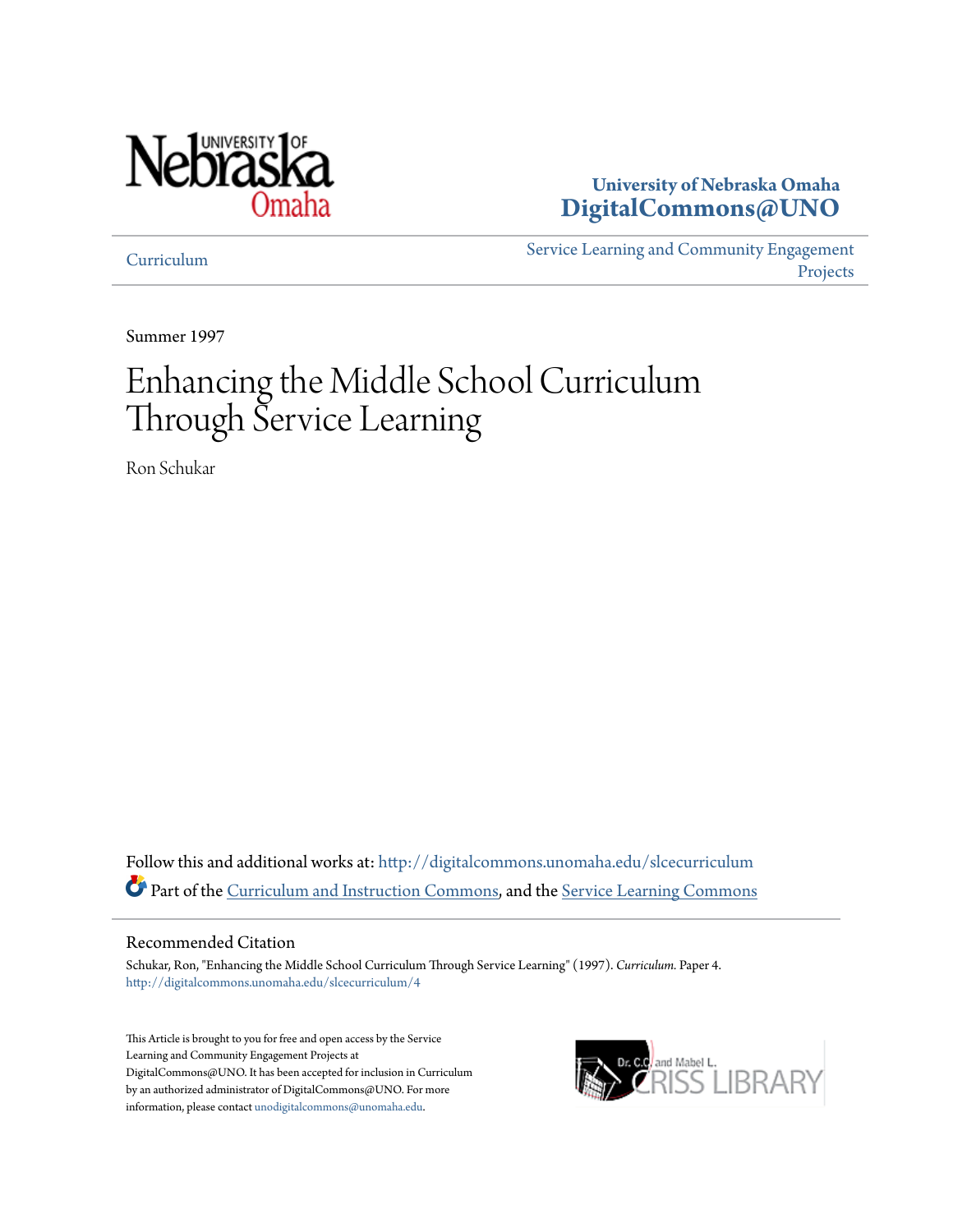University of Nebraska Omaha
**DigitalCommons@UNO**

Curriculum | Service Learning and Community Engagement Projects

Summer 1997

# Enhancing the Middle School Curriculum Through Service Learning

Ron Schukar

Follow this and additional works at: http://digitalcommons.unomaha.edu/slcecurriculum

Part of the Curriculum and Instruction Commons, and the Service Learning Commons

## Recommended Citation

Schukar, Ron, "Enhancing the Middle School Curriculum Through Service Learning" (1997). *Curriculum.* Paper 4.
http://digitalcommons.unomaha.edu/slcecurriculum/4

This Article is brought to you for free and open access by the Service Learning and Community Engagement Projects at DigitalCommons@UNO. It has been accepted for inclusion in Curriculum by an authorized administrator of DigitalCommons@UNO. For more information, please contact unodigitalcommons@unomaha.edu.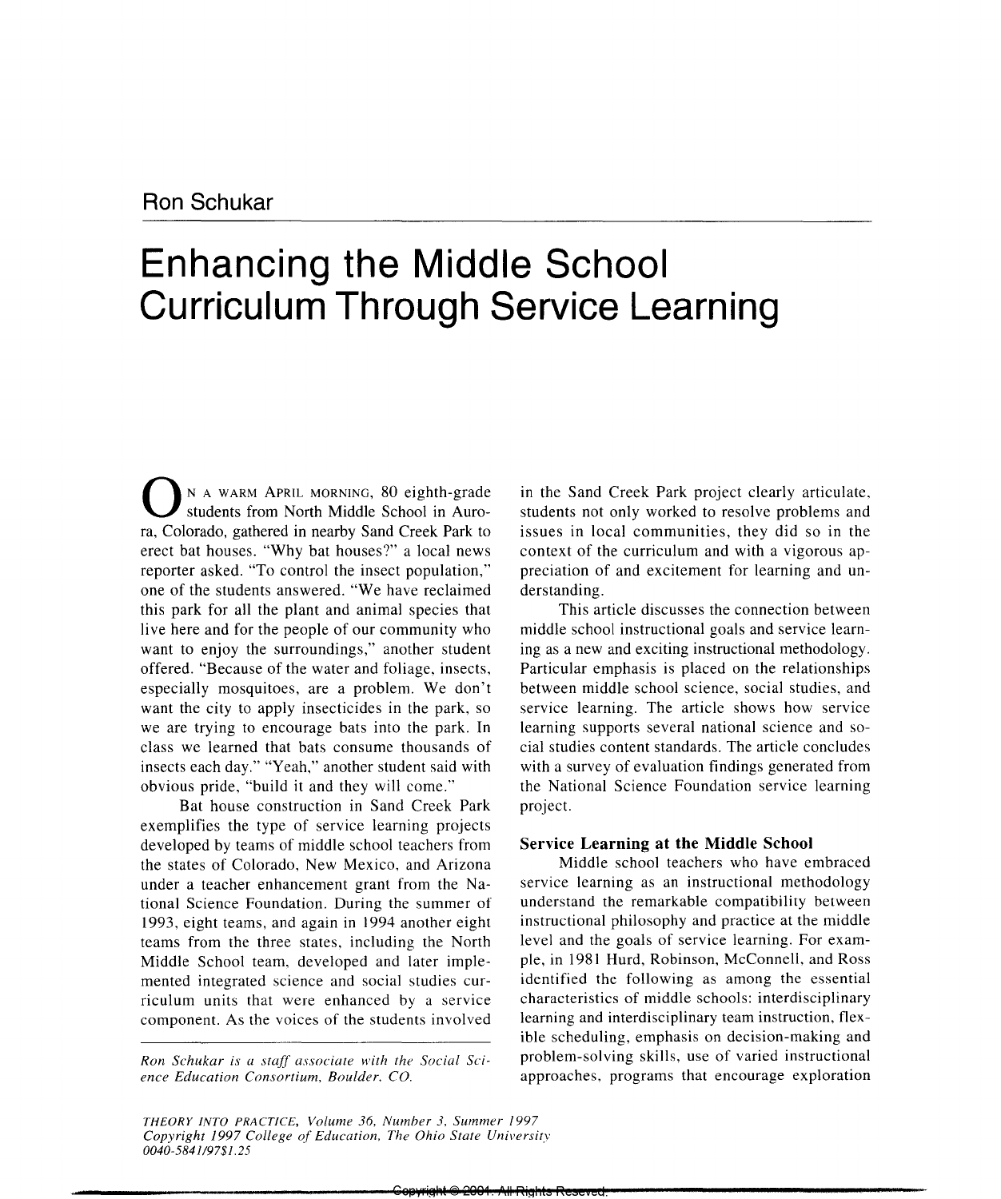Ron Schukar

# Enhancing the Middle School Curriculum Through Service Learning

On a warm April morning, 80 eighth-grade students from North Middle School in Aurora, Colorado, gathered in nearby Sand Creek Park to erect bat houses. "Why bat houses?" a local news reporter asked. "To control the insect population," one of the students answered. "We have reclaimed this park for all the plant and animal species that live here and for the people of our community who want to enjoy the surroundings," another student offered. "Because of the water and foliage, insects, especially mosquitoes, are a problem. We don't want the city to apply insecticides in the park, so we are trying to encourage bats into the park. In class we learned that bats consume thousands of insects each day." "Yeah," another student said with obvious pride, "build it and they will come."

Bat house construction in Sand Creek Park exemplifies the type of service learning projects developed by teams of middle school teachers from the states of Colorado, New Mexico, and Arizona under a teacher enhancement grant from the National Science Foundation. During the summer of 1993, eight teams, and again in 1994 another eight teams from the three states, including the North Middle School team, developed and later implemented integrated science and social studies curriculum units that were enhanced by a service component. As the voices of the students involved in the Sand Creek Park project clearly articulate, students not only worked to resolve problems and issues in local communities, they did so in the context of the curriculum and with a vigorous appreciation of and excitement for learning and understanding.

This article discusses the connection between middle school instructional goals and service learning as a new and exciting instructional methodology. Particular emphasis is placed on the relationships between middle school science, social studies, and service learning. The article shows how service learning supports several national science and social studies content standards. The article concludes with a survey of evaluation findings generated from the National Science Foundation service learning project.

### Service Learning at the Middle School

Middle school teachers who have embraced service learning as an instructional methodology understand the remarkable compatibility between instructional philosophy and practice at the middle level and the goals of service learning. For example, in 1981 Hurd, Robinson, McConnell, and Ross identified the following as among the essential characteristics of middle schools: interdisciplinary learning and interdisciplinary team instruction, flexible scheduling, emphasis on decision-making and problem-solving skills, use of varied instructional approaches, programs that encourage exploration

*Ron Schukar is a staff associate with the Social Science Education Consortium, Boulder, CO.*

*THEORY INTO PRACTICE, Volume 36, Number 3, Summer 1997*
*Copyright 1997 College of Education, The Ohio State University*
*0040-5841/97$1.25*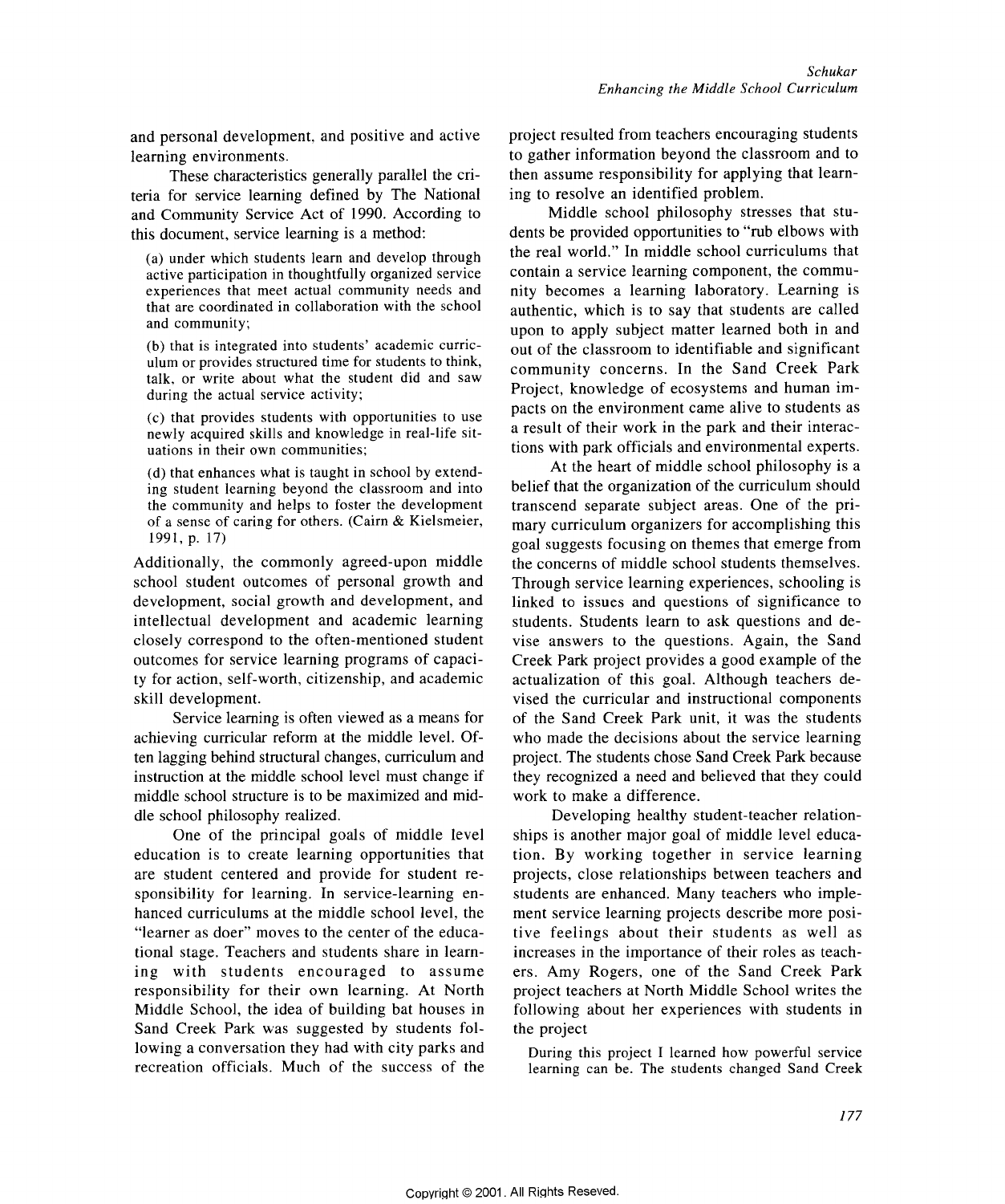and personal development, and positive and active learning environments.

These characteristics generally parallel the criteria for service learning defined by The National and Community Service Act of 1990. According to this document, service learning is a method:

> (a) under which students learn and develop through active participation in thoughtfully organized service experiences that meet actual community needs and that are coordinated in collaboration with the school and community;
>
> (b) that is integrated into students' academic curriculum or provides structured time for students to think, talk, or write about what the student did and saw during the actual service activity;
>
> (c) that provides students with opportunities to use newly acquired skills and knowledge in real-life situations in their own communities;
>
> (d) that enhances what is taught in school by extending student learning beyond the classroom and into the community and helps to foster the development of a sense of caring for others. (Cairn & Kielsmeier, 1991, p. 17)

Additionally, the commonly agreed-upon middle school student outcomes of personal growth and development, social growth and development, and intellectual development and academic learning closely correspond to the often-mentioned student outcomes for service learning programs of capacity for action, self-worth, citizenship, and academic skill development.

Service learning is often viewed as a means for achieving curricular reform at the middle level. Often lagging behind structural changes, curriculum and instruction at the middle school level must change if middle school structure is to be maximized and middle school philosophy realized.

One of the principal goals of middle level education is to create learning opportunities that are student centered and provide for student responsibility for learning. In service-learning enhanced curriculums at the middle school level, the "learner as doer" moves to the center of the educational stage. Teachers and students share in learning with students encouraged to assume responsibility for their own learning. At North Middle School, the idea of building bat houses in Sand Creek Park was suggested by students following a conversation they had with city parks and recreation officials. Much of the success of the project resulted from teachers encouraging students to gather information beyond the classroom and to then assume responsibility for applying that learning to resolve an identified problem.

Middle school philosophy stresses that students be provided opportunities to "rub elbows with the real world." In middle school curriculums that contain a service learning component, the community becomes a learning laboratory. Learning is authentic, which is to say that students are called upon to apply subject matter learned both in and out of the classroom to identifiable and significant community concerns. In the Sand Creek Park Project, knowledge of ecosystems and human impacts on the environment came alive to students as a result of their work in the park and their interactions with park officials and environmental experts.

At the heart of middle school philosophy is a belief that the organization of the curriculum should transcend separate subject areas. One of the primary curriculum organizers for accomplishing this goal suggests focusing on themes that emerge from the concerns of middle school students themselves. Through service learning experiences, schooling is linked to issues and questions of significance to students. Students learn to ask questions and devise answers to the questions. Again, the Sand Creek Park project provides a good example of the actualization of this goal. Although teachers devised the curricular and instructional components of the Sand Creek Park unit, it was the students who made the decisions about the service learning project. The students chose Sand Creek Park because they recognized a need and believed that they could work to make a difference.

Developing healthy student-teacher relationships is another major goal of middle level education. By working together in service learning projects, close relationships between teachers and students are enhanced. Many teachers who implement service learning projects describe more positive feelings about their students as well as increases in the importance of their roles as teachers. Amy Rogers, one of the Sand Creek Park project teachers at North Middle School writes the following about her experiences with students in the project

> During this project I learned how powerful service learning can be. The students changed Sand Creek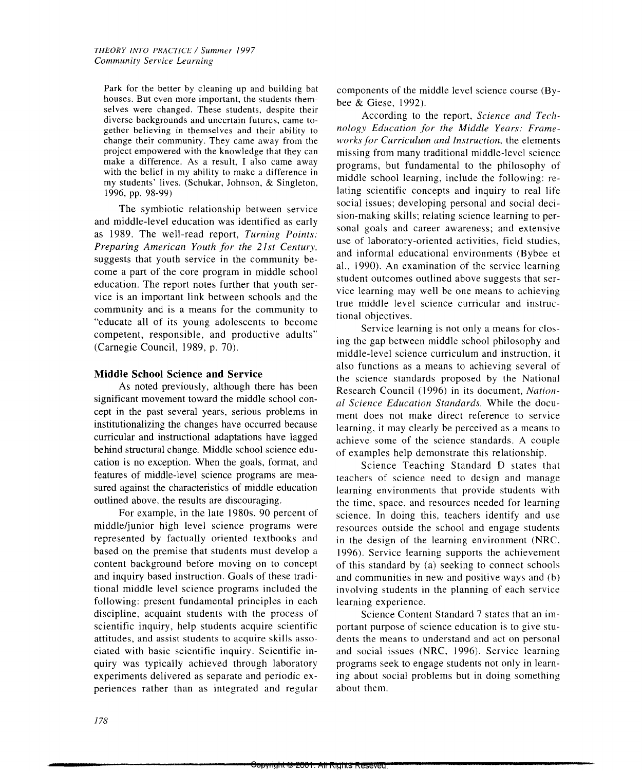Park for the better by cleaning up and building bat houses. But even more important, the students themselves were changed. These students, despite their diverse backgrounds and uncertain futures, came together believing in themselves and their ability to change their community. They came away from the project empowered with the knowledge that they can make a difference. As a result, I also came away with the belief in my ability to make a difference in my students' lives. (Schukar, Johnson, & Singleton, 1996, pp. 98-99)

The symbiotic relationship between service and middle-level education was identified as early as 1989. The well-read report, *Turning Points: Preparing American Youth for the 21st Century*, suggests that youth service in the community become a part of the core program in middle school education. The report notes further that youth service is an important link between schools and the community and is a means for the community to "educate all of its young adolescents to become competent, responsible, and productive adults" (Carnegie Council, 1989, p. 70).

## Middle School Science and Service

As noted previously, although there has been significant movement toward the middle school concept in the past several years, serious problems in institutionalizing the changes have occurred because curricular and instructional adaptations have lagged behind structural change. Middle school science education is no exception. When the goals, format, and features of middle-level science programs are measured against the characteristics of middle education outlined above, the results are discouraging.

For example, in the late 1980s, 90 percent of middle/junior high level science programs were represented by factually oriented textbooks and based on the premise that students must develop a content background before moving on to concept and inquiry based instruction. Goals of these traditional middle level science programs included the following: present fundamental principles in each discipline, acquaint students with the process of scientific inquiry, help students acquire scientific attitudes, and assist students to acquire skills associated with basic scientific inquiry. Scientific inquiry was typically achieved through laboratory experiments delivered as separate and periodic experiences rather than as integrated and regular components of the middle level science course (Bybee & Giese, 1992).

According to the report, *Science and Technology Education for the Middle Years: Frameworks for Curriculum and Instruction*, the elements missing from many traditional middle-level science programs, but fundamental to the philosophy of middle school learning, include the following: relating scientific concepts and inquiry to real life social issues; developing personal and social decision-making skills; relating science learning to personal goals and career awareness; and extensive use of laboratory-oriented activities, field studies, and informal educational environments (Bybee et al., 1990). An examination of the service learning student outcomes outlined above suggests that service learning may well be one means to achieving true middle level science curricular and instructional objectives.

Service learning is not only a means for closing the gap between middle school philosophy and middle-level science curriculum and instruction, it also functions as a means to achieving several of the science standards proposed by the National Research Council (1996) in its document, *National Science Education Standards*. While the document does not make direct reference to service learning, it may clearly be perceived as a means to achieve some of the science standards. A couple of examples help demonstrate this relationship.

Science Teaching Standard D states that teachers of science need to design and manage learning environments that provide students with the time, space, and resources needed for learning science. In doing this, teachers identify and use resources outside the school and engage students in the design of the learning environment (NRC, 1996). Service learning supports the achievement of this standard by (a) seeking to connect schools and communities in new and positive ways and (b) involving students in the planning of each service learning experience.

Science Content Standard 7 states that an important purpose of science education is to give students the means to understand and act on personal and social issues (NRC, 1996). Service learning programs seek to engage students not only in learning about social problems but in doing something about them.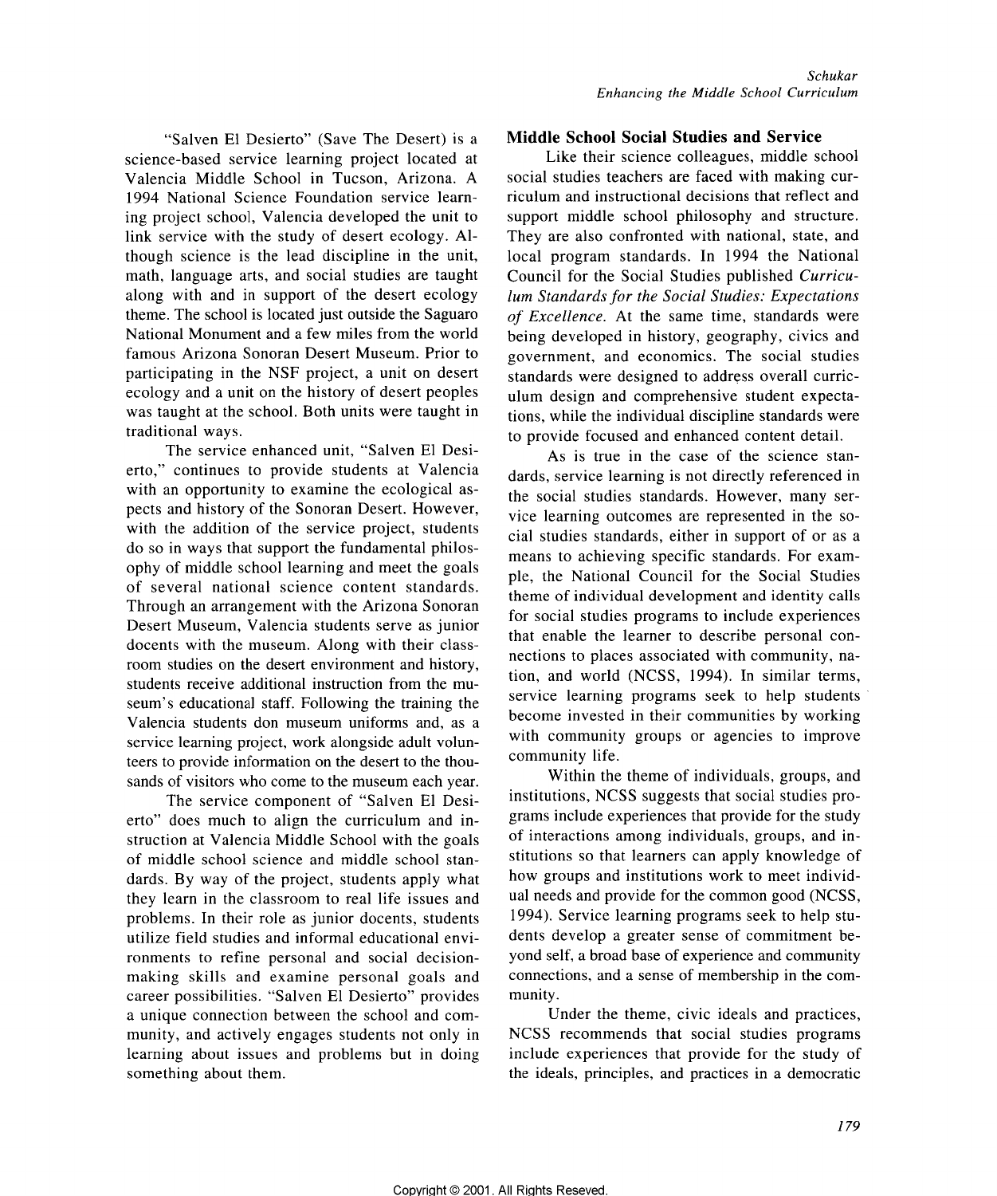"Salven El Desierto" (Save The Desert) is a science-based service learning project located at Valencia Middle School in Tucson, Arizona. A 1994 National Science Foundation service learning project school, Valencia developed the unit to link service with the study of desert ecology. Although science is the lead discipline in the unit, math, language arts, and social studies are taught along with and in support of the desert ecology theme. The school is located just outside the Saguaro National Monument and a few miles from the world famous Arizona Sonoran Desert Museum. Prior to participating in the NSF project, a unit on desert ecology and a unit on the history of desert peoples was taught at the school. Both units were taught in traditional ways.

The service enhanced unit, "Salven El Desierto," continues to provide students at Valencia with an opportunity to examine the ecological aspects and history of the Sonoran Desert. However, with the addition of the service project, students do so in ways that support the fundamental philosophy of middle school learning and meet the goals of several national science content standards. Through an arrangement with the Arizona Sonoran Desert Museum, Valencia students serve as junior docents with the museum. Along with their classroom studies on the desert environment and history, students receive additional instruction from the museum's educational staff. Following the training the Valencia students don museum uniforms and, as a service learning project, work alongside adult volunteers to provide information on the desert to the thousands of visitors who come to the museum each year.

The service component of "Salven El Desierto" does much to align the curriculum and instruction at Valencia Middle School with the goals of middle school science and middle school standards. By way of the project, students apply what they learn in the classroom to real life issues and problems. In their role as junior docents, students utilize field studies and informal educational environments to refine personal and social decision-making skills and examine personal goals and career possibilities. "Salven El Desierto" provides a unique connection between the school and community, and actively engages students not only in learning about issues and problems but in doing something about them.

## Middle School Social Studies and Service

Like their science colleagues, middle school social studies teachers are faced with making curriculum and instructional decisions that reflect and support middle school philosophy and structure. They are also confronted with national, state, and local program standards. In 1994 the National Council for the Social Studies published *Curriculum Standards for the Social Studies: Expectations of Excellence*. At the same time, standards were being developed in history, geography, civics and government, and economics. The social studies standards were designed to address overall curriculum design and comprehensive student expectations, while the individual discipline standards were to provide focused and enhanced content detail.

As is true in the case of the science standards, service learning is not directly referenced in the social studies standards. However, many service learning outcomes are represented in the social studies standards, either in support of or as a means to achieving specific standards. For example, the National Council for the Social Studies theme of individual development and identity calls for social studies programs to include experiences that enable the learner to describe personal connections to places associated with community, nation, and world (NCSS, 1994). In similar terms, service learning programs seek to help students become invested in their communities by working with community groups or agencies to improve community life.

Within the theme of individuals, groups, and institutions, NCSS suggests that social studies programs include experiences that provide for the study of interactions among individuals, groups, and institutions so that learners can apply knowledge of how groups and institutions work to meet individual needs and provide for the common good (NCSS, 1994). Service learning programs seek to help students develop a greater sense of commitment beyond self, a broad base of experience and community connections, and a sense of membership in the community.

Under the theme, civic ideals and practices, NCSS recommends that social studies programs include experiences that provide for the study of the ideals, principles, and practices in a democratic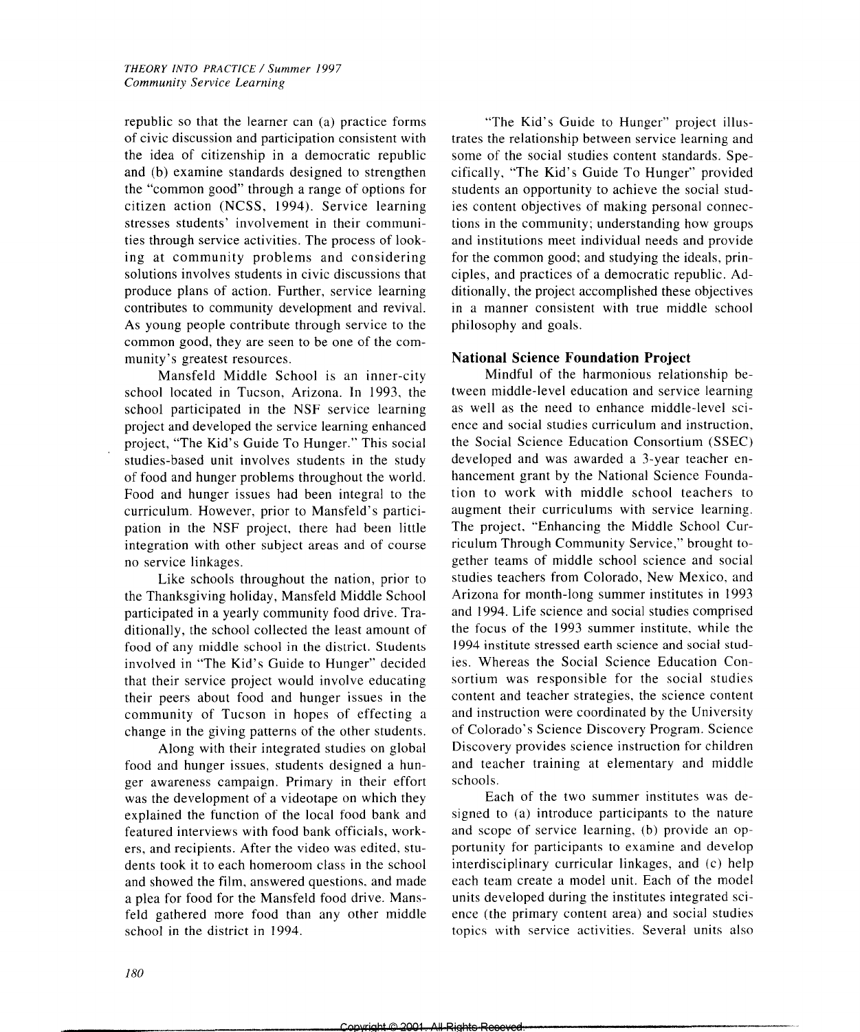republic so that the learner can (a) practice forms of civic discussion and participation consistent with the idea of citizenship in a democratic republic and (b) examine standards designed to strengthen the "common good" through a range of options for citizen action (NCSS, 1994). Service learning stresses students' involvement in their communities through service activities. The process of looking at community problems and considering solutions involves students in civic discussions that produce plans of action. Further, service learning contributes to community development and revival. As young people contribute through service to the common good, they are seen to be one of the community's greatest resources.

Mansfeld Middle School is an inner-city school located in Tucson, Arizona. In 1993, the school participated in the NSF service learning project and developed the service learning enhanced project, "The Kid's Guide To Hunger." This social studies-based unit involves students in the study of food and hunger problems throughout the world. Food and hunger issues had been integral to the curriculum. However, prior to Mansfeld's participation in the NSF project, there had been little integration with other subject areas and of course no service linkages.

Like schools throughout the nation, prior to the Thanksgiving holiday, Mansfeld Middle School participated in a yearly community food drive. Traditionally, the school collected the least amount of food of any middle school in the district. Students involved in "The Kid's Guide to Hunger" decided that their service project would involve educating their peers about food and hunger issues in the community of Tucson in hopes of effecting a change in the giving patterns of the other students.

Along with their integrated studies on global food and hunger issues, students designed a hunger awareness campaign. Primary in their effort was the development of a videotape on which they explained the function of the local food bank and featured interviews with food bank officials, workers, and recipients. After the video was edited, students took it to each homeroom class in the school and showed the film, answered questions, and made a plea for food for the Mansfeld food drive. Mansfeld gathered more food than any other middle school in the district in 1994.

"The Kid's Guide to Hunger" project illustrates the relationship between service learning and some of the social studies content standards. Specifically, "The Kid's Guide To Hunger" provided students an opportunity to achieve the social studies content objectives of making personal connections in the community; understanding how groups and institutions meet individual needs and provide for the common good; and studying the ideals, principles, and practices of a democratic republic. Additionally, the project accomplished these objectives in a manner consistent with true middle school philosophy and goals.

## National Science Foundation Project

Mindful of the harmonious relationship between middle-level education and service learning as well as the need to enhance middle-level science and social studies curriculum and instruction, the Social Science Education Consortium (SSEC) developed and was awarded a 3-year teacher enhancement grant by the National Science Foundation to work with middle school teachers to augment their curriculums with service learning. The project, "Enhancing the Middle School Curriculum Through Community Service," brought together teams of middle school science and social studies teachers from Colorado, New Mexico, and Arizona for month-long summer institutes in 1993 and 1994. Life science and social studies comprised the focus of the 1993 summer institute, while the 1994 institute stressed earth science and social studies. Whereas the Social Science Education Consortium was responsible for the social studies content and teacher strategies, the science content and instruction were coordinated by the University of Colorado's Science Discovery Program. Science Discovery provides science instruction for children and teacher training at elementary and middle schools.

Each of the two summer institutes was designed to (a) introduce participants to the nature and scope of service learning, (b) provide an opportunity for participants to examine and develop interdisciplinary curricular linkages, and (c) help each team create a model unit. Each of the model units developed during the institutes integrated science (the primary content area) and social studies topics with service activities. Several units also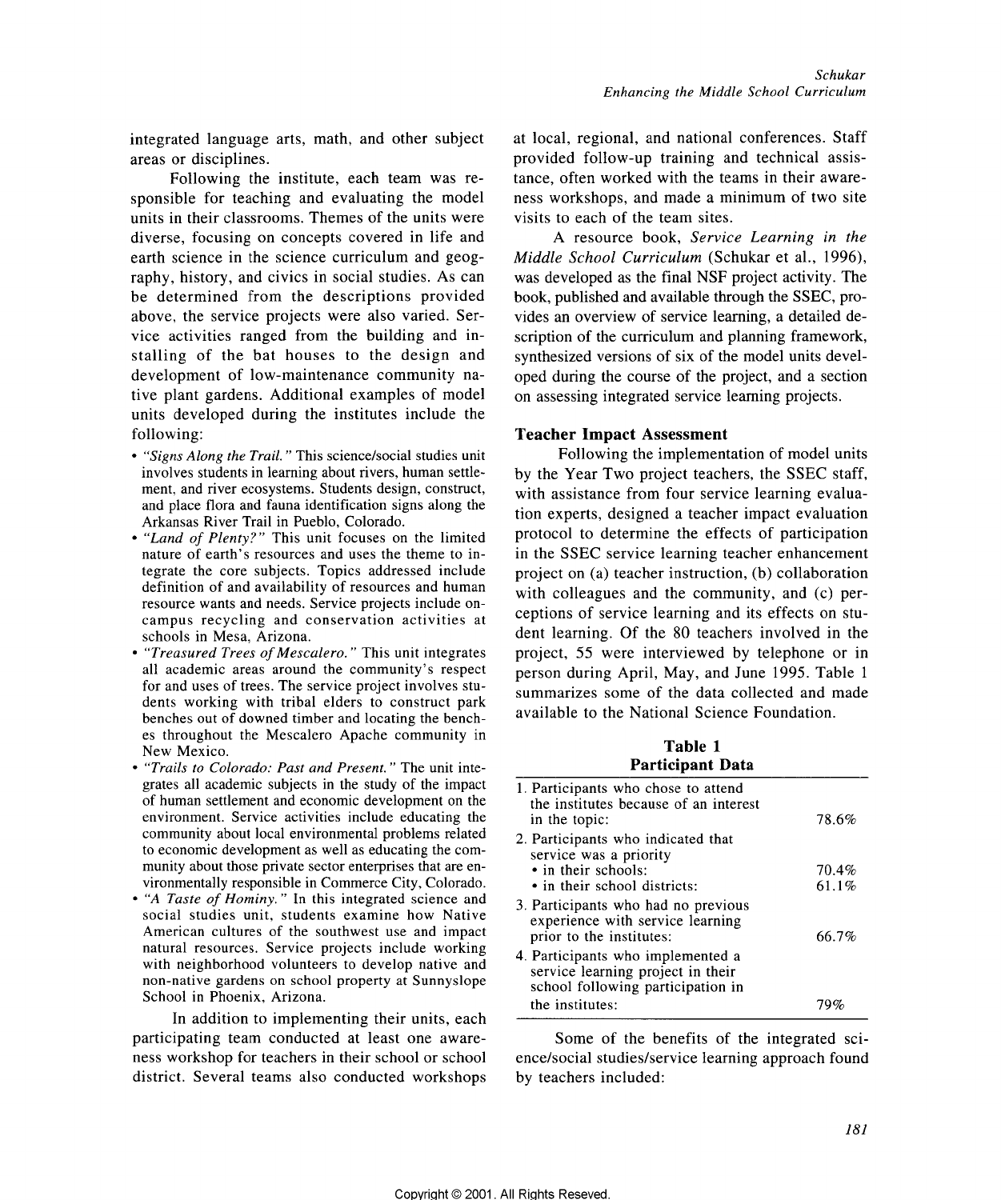integrated language arts, math, and other subject areas or disciplines.

Following the institute, each team was responsible for teaching and evaluating the model units in their classrooms. Themes of the units were diverse, focusing on concepts covered in life and earth science in the science curriculum and geography, history, and civics in social studies. As can be determined from the descriptions provided above, the service projects were also varied. Service activities ranged from the building and installing of the bat houses to the design and development of low-maintenance community native plant gardens. Additional examples of model units developed during the institutes include the following:

- *"Signs Along the Trail."* This science/social studies unit involves students in learning about rivers, human settlement, and river ecosystems. Students design, construct, and place flora and fauna identification signs along the Arkansas River Trail in Pueblo, Colorado.
- *"Land of Plenty?"* This unit focuses on the limited nature of earth's resources and uses the theme to integrate the core subjects. Topics addressed include definition of and availability of resources and human resource wants and needs. Service projects include on-campus recycling and conservation activities at schools in Mesa, Arizona.
- *"Treasured Trees of Mescalero."* This unit integrates all academic areas around the community's respect for and uses of trees. The service project involves students working with tribal elders to construct park benches out of downed timber and locating the benches throughout the Mescalero Apache community in New Mexico.
- *"Trails to Colorado: Past and Present."* The unit integrates all academic subjects in the study of the impact of human settlement and economic development on the environment. Service activities include educating the community about local environmental problems related to economic development as well as educating the community about those private sector enterprises that are environmentally responsible in Commerce City, Colorado.
- *"A Taste of Hominy."* In this integrated science and social studies unit, students examine how Native American cultures of the southwest use and impact natural resources. Service projects include working with neighborhood volunteers to develop native and non-native gardens on school property at Sunnyslope School in Phoenix, Arizona.

In addition to implementing their units, each participating team conducted at least one awareness workshop for teachers in their school or school district. Several teams also conducted workshops at local, regional, and national conferences. Staff provided follow-up training and technical assistance, often worked with the teams in their awareness workshops, and made a minimum of two site visits to each of the team sites.

A resource book, *Service Learning in the Middle School Curriculum* (Schukar et al., 1996), was developed as the final NSF project activity. The book, published and available through the SSEC, provides an overview of service learning, a detailed description of the curriculum and planning framework, synthesized versions of six of the model units developed during the course of the project, and a section on assessing integrated service learning projects.

### Teacher Impact Assessment

Following the implementation of model units by the Year Two project teachers, the SSEC staff, with assistance from four service learning evaluation experts, designed a teacher impact evaluation protocol to determine the effects of participation in the SSEC service learning teacher enhancement project on (a) teacher instruction, (b) collaboration with colleagues and the community, and (c) perceptions of service learning and its effects on student learning. Of the 80 teachers involved in the project, 55 were interviewed by telephone or in person during April, May, and June 1995. Table 1 summarizes some of the data collected and made available to the National Science Foundation.

**Table 1**
**Participant Data**

| | |
|---|---|
| 1. Participants who chose to attend the institutes because of an interest in the topic: | 78.6% |
| 2. Participants who indicated that service was a priority | |
| • in their schools: | 70.4% |
| • in their school districts: | 61.1% |
| 3. Participants who had no previous experience with service learning prior to the institutes: | 66.7% |
| 4. Participants who implemented a service learning project in their school following participation in the institutes: | 79% |

Some of the benefits of the integrated science/social studies/service learning approach found by teachers included: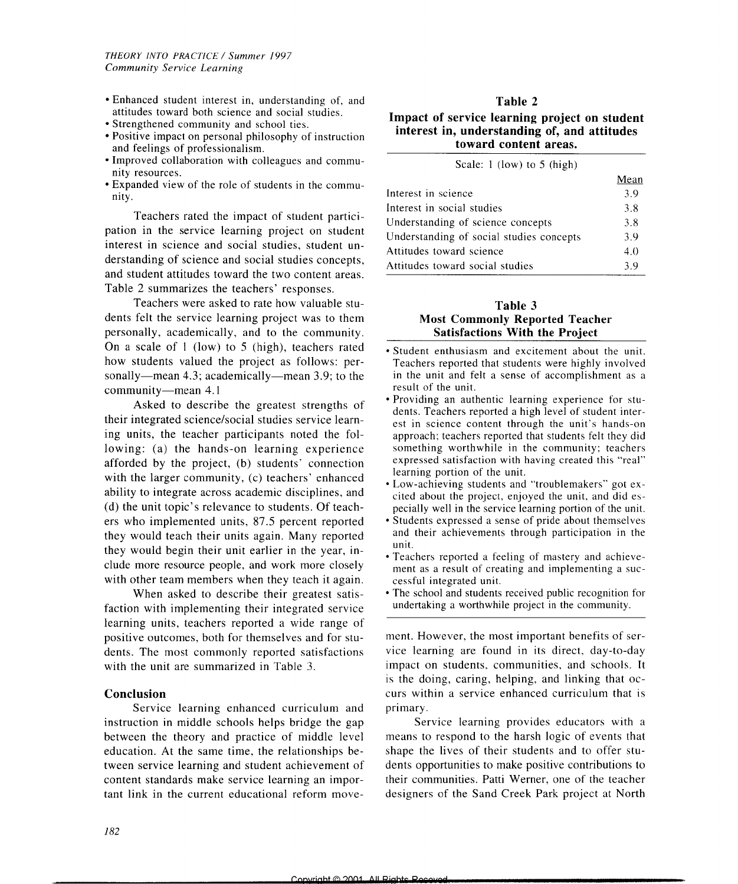- Enhanced student interest in, understanding of, and attitudes toward both science and social studies.
- Strengthened community and school ties.
- Positive impact on personal philosophy of instruction and feelings of professionalism.
- Improved collaboration with colleagues and community resources.
- Expanded view of the role of students in the community.

Teachers rated the impact of student participation in the service learning project on student interest in science and social studies, student understanding of science and social studies concepts, and student attitudes toward the two content areas. Table 2 summarizes the teachers' responses.

Teachers were asked to rate how valuable students felt the service learning project was to them personally, academically, and to the community. On a scale of 1 (low) to 5 (high), teachers rated how students valued the project as follows: personally—mean 4.3; academically—mean 3.9; to the community—mean 4.1

Asked to describe the greatest strengths of their integrated science/social studies service learning units, the teacher participants noted the following: (a) the hands-on learning experience afforded by the project, (b) students' connection with the larger community, (c) teachers' enhanced ability to integrate across academic disciplines, and (d) the unit topic's relevance to students. Of teachers who implemented units, 87.5 percent reported they would teach their units again. Many reported they would begin their unit earlier in the year, include more resource people, and work more closely with other team members when they teach it again.

When asked to describe their greatest satisfaction with implementing their integrated service learning units, teachers reported a wide range of positive outcomes, both for themselves and for students. The most commonly reported satisfactions with the unit are summarized in Table 3.

**Table 2**
**Impact of service learning project on student interest in, understanding of, and attitudes toward content areas.**

Scale: 1 (low) to 5 (high)

| | Mean |
|---|---|
| Interest in science | 3.9 |
| Interest in social studies | 3.8 |
| Understanding of science concepts | 3.8 |
| Understanding of social studies concepts | 3.9 |
| Attitudes toward science | 4.0 |
| Attitudes toward social studies | 3.9 |

**Table 3**
**Most Commonly Reported Teacher Satisfactions With the Project**

- Student enthusiasm and excitement about the unit. Teachers reported that students were highly involved in the unit and felt a sense of accomplishment as a result of the unit.
- Providing an authentic learning experience for students. Teachers reported a high level of student interest in science content through the unit's hands-on approach; teachers reported that students felt they did something worthwhile in the community; teachers expressed satisfaction with having created this "real" learning portion of the unit.
- Low-achieving students and "troublemakers" got excited about the project, enjoyed the unit, and did especially well in the service learning portion of the unit.
- Students expressed a sense of pride about themselves and their achievements through participation in the unit.
- Teachers reported a feeling of mastery and achievement as a result of creating and implementing a successful integrated unit.
- The school and students received public recognition for undertaking a worthwhile project in the community.

## Conclusion

Service learning enhanced curriculum and instruction in middle schools helps bridge the gap between the theory and practice of middle level education. At the same time, the relationships between service learning and student achievement of content standards make service learning an important link in the current educational reform movement. However, the most important benefits of service learning are found in its direct, day-to-day impact on students, communities, and schools. It is the doing, caring, helping, and linking that occurs within a service enhanced curriculum that is primary.

Service learning provides educators with a means to respond to the harsh logic of events that shape the lives of their students and to offer students opportunities to make positive contributions to their communities. Patti Werner, one of the teacher designers of the Sand Creek Park project at North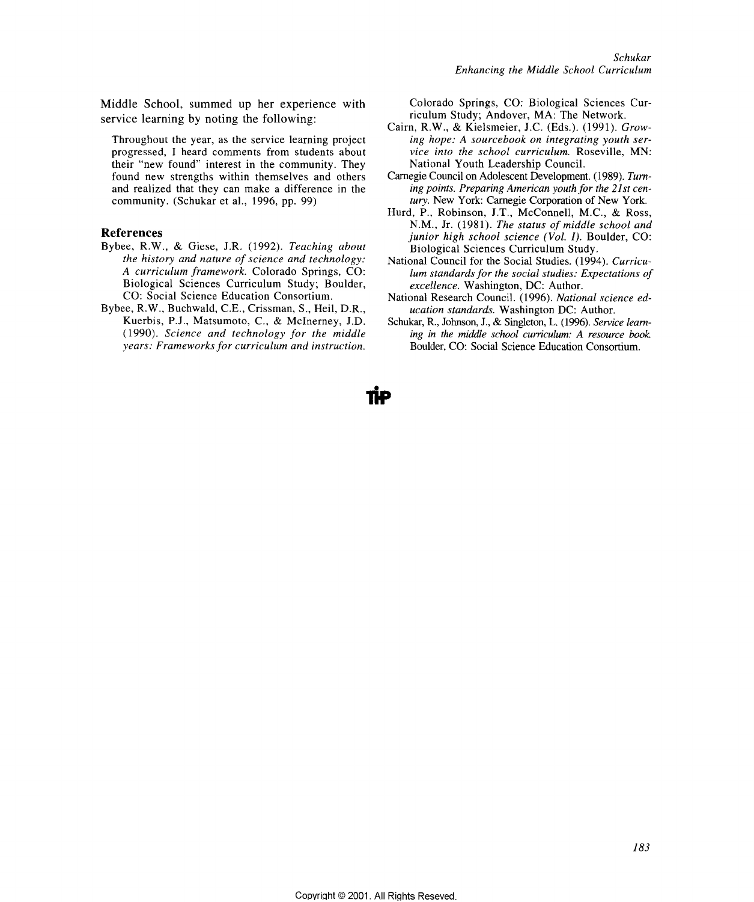Middle School, summed up her experience with service learning by noting the following:

> Throughout the year, as the service learning project progressed, I heard comments from students about their "new found" interest in the community. They found new strengths within themselves and others and realized that they can make a difference in the community. (Schukar et al., 1996, pp. 99)

## References

Bybee, R.W., & Giese, J.R. (1992). *Teaching about the history and nature of science and technology: A curriculum framework.* Colorado Springs, CO: Biological Sciences Curriculum Study; Boulder, CO: Social Science Education Consortium.

Bybee, R.W., Buchwald, C.E., Crissman, S., Heil, D.R., Kuerbis, P.J., Matsumoto, C., & McInerney, J.D. (1990). *Science and technology for the middle years: Frameworks for curriculum and instruction.* Colorado Springs, CO: Biological Sciences Curriculum Study; Andover, MA: The Network.

Cairn, R.W., & Kielsmeier, J.C. (Eds.). (1991). *Growing hope: A sourcebook on integrating youth service into the school curriculum.* Roseville, MN: National Youth Leadership Council.

Carnegie Council on Adolescent Development. (1989). *Turning points. Preparing American youth for the 21st century.* New York: Carnegie Corporation of New York.

Hurd, P., Robinson, J.T., McConnell, M.C., & Ross, N.M., Jr. (1981). *The status of middle school and junior high school science (Vol. I).* Boulder, CO: Biological Sciences Curriculum Study.

National Council for the Social Studies. (1994). *Curriculum standards for the social studies: Expectations of excellence.* Washington, DC: Author.

National Research Council. (1996). *National science education standards.* Washington DC: Author.

Schukar, R., Johnson, J., & Singleton, L. (1996). *Service learning in the middle school curriculum: A resource book.* Boulder, CO: Social Science Education Consortium.

Copyright © 2001. All Rights Reseved.